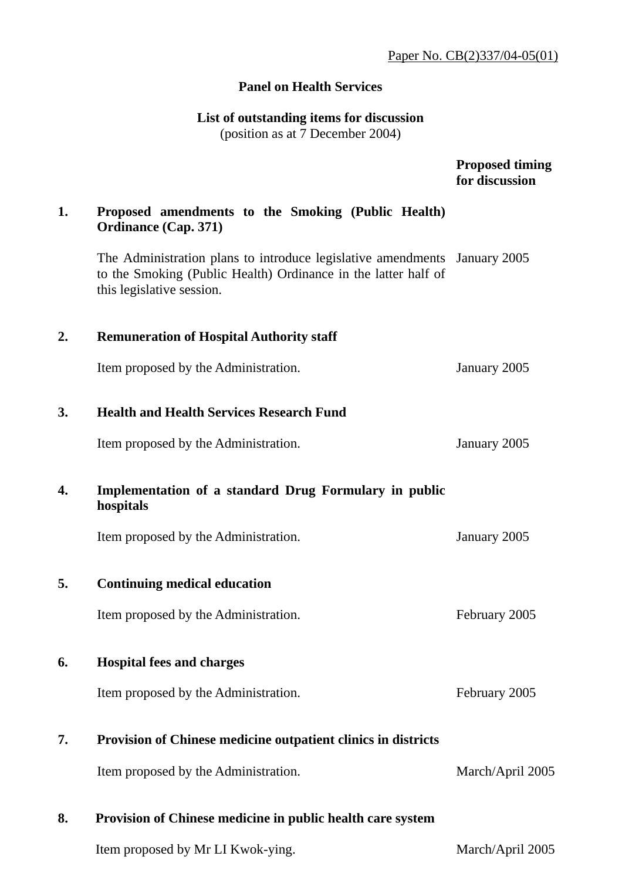Paper No. CB(2)337/04-05(01)

**Panel on Health Services**

**List of outstanding items for discussion**
(position as at 7 December 2004)

| | | **Proposed timing for discussion** |
|---|---|---|
| **1.** | **Proposed amendments to the Smoking (Public Health) Ordinance (Cap. 371)** | |
| | The Administration plans to introduce legislative amendments to the Smoking (Public Health) Ordinance in the latter half of this legislative session. | January 2005 |
| **2.** | **Remuneration of Hospital Authority staff** | |
| | Item proposed by the Administration. | January 2005 |
| **3.** | **Health and Health Services Research Fund** | |
| | Item proposed by the Administration. | January 2005 |
| **4.** | **Implementation of a standard Drug Formulary in public hospitals** | |
| | Item proposed by the Administration. | January 2005 |
| **5.** | **Continuing medical education** | |
| | Item proposed by the Administration. | February 2005 |
| **6.** | **Hospital fees and charges** | |
| | Item proposed by the Administration. | February 2005 |
| **7.** | **Provision of Chinese medicine outpatient clinics in districts** | |
| | Item proposed by the Administration. | March/April 2005 |
| **8.** | **Provision of Chinese medicine in public health care system** | |
| | Item proposed by Mr LI Kwok-ying. | March/April 2005 |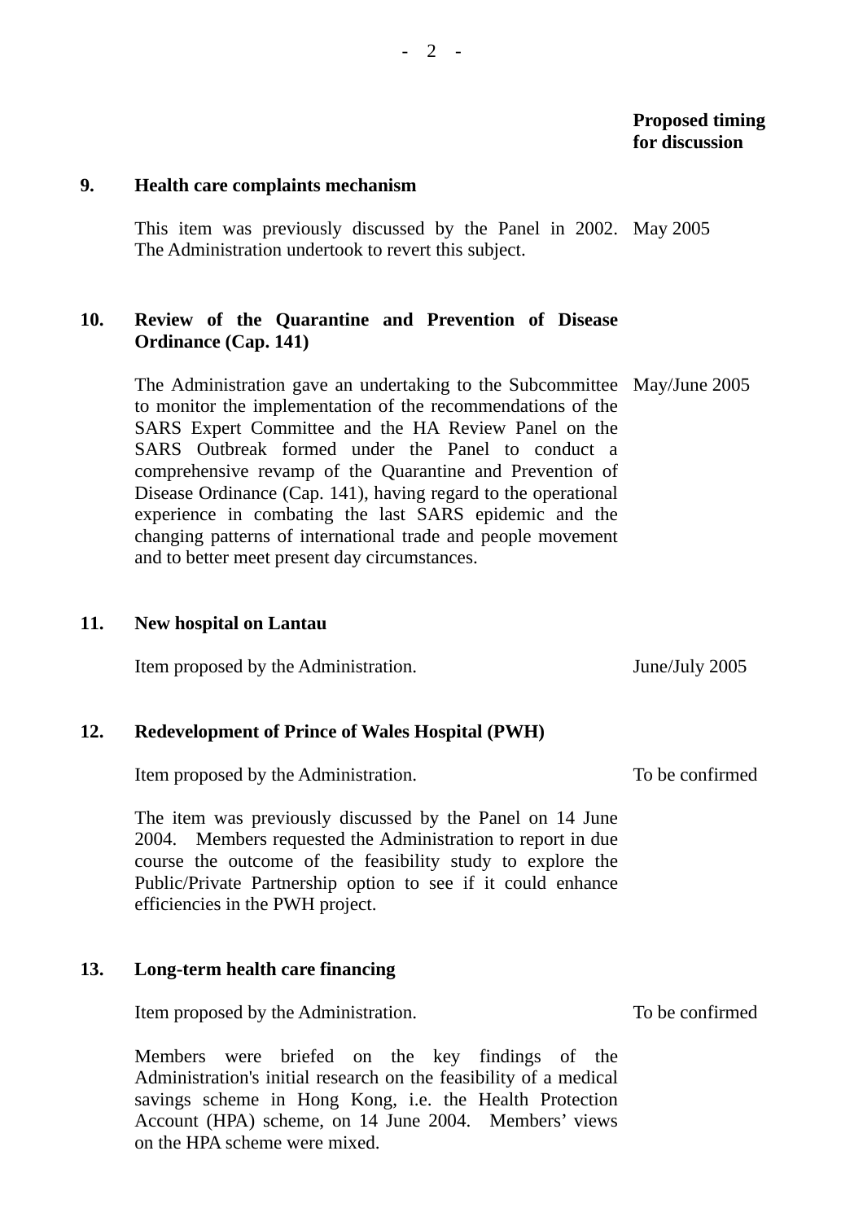**Proposed timing for discussion**

**9. Health care complaints mechanism**

This item was previously discussed by the Panel in 2002. The Administration undertook to revert this subject. — May 2005

**10. Review of the Quarantine and Prevention of Disease Ordinance (Cap. 141)**

The Administration gave an undertaking to the Subcommittee to monitor the implementation of the recommendations of the SARS Expert Committee and the HA Review Panel on the SARS Outbreak formed under the Panel to conduct a comprehensive revamp of the Quarantine and Prevention of Disease Ordinance (Cap. 141), having regard to the operational experience in combating the last SARS epidemic and the changing patterns of international trade and people movement and to better meet present day circumstances. — May/June 2005

**11. New hospital on Lantau**

Item proposed by the Administration. — June/July 2005

**12. Redevelopment of Prince of Wales Hospital (PWH)**

Item proposed by the Administration. — To be confirmed

The item was previously discussed by the Panel on 14 June 2004. Members requested the Administration to report in due course the outcome of the feasibility study to explore the Public/Private Partnership option to see if it could enhance efficiencies in the PWH project.

**13. Long-term health care financing**

Item proposed by the Administration. — To be confirmed

Members were briefed on the key findings of the Administration's initial research on the feasibility of a medical savings scheme in Hong Kong, i.e. the Health Protection Account (HPA) scheme, on 14 June 2004. Members' views on the HPA scheme were mixed.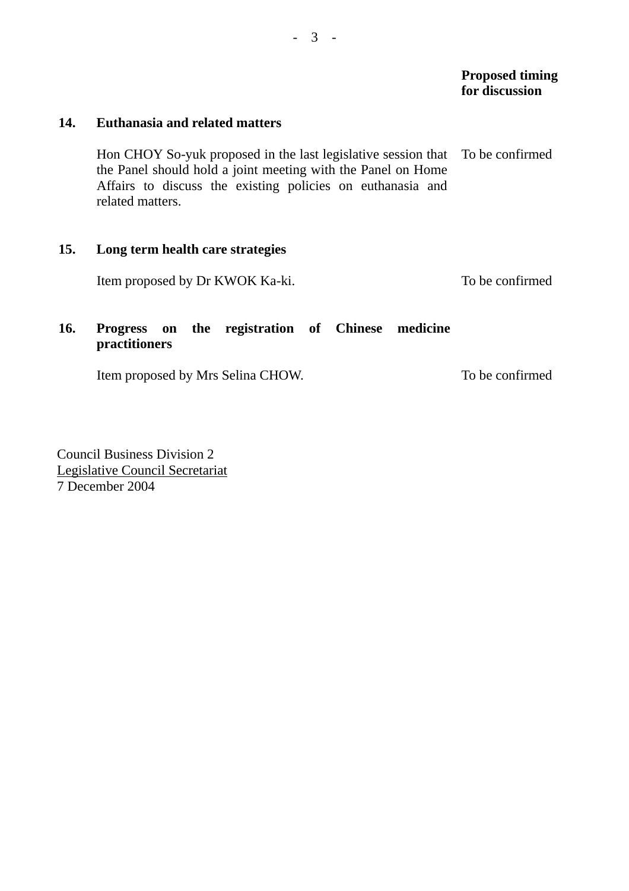| | | Proposed timing for discussion |
|---|---|---|
| **14.** | **Euthanasia and related matters** | |
| | Hon CHOY So-yuk proposed in the last legislative session that the Panel should hold a joint meeting with the Panel on Home Affairs to discuss the existing policies on euthanasia and related matters. | To be confirmed |
| **15.** | **Long term health care strategies** | |
| | Item proposed by Dr KWOK Ka-ki. | To be confirmed |
| **16.** | **Progress on the registration of Chinese medicine practitioners** | |
| | Item proposed by Mrs Selina CHOW. | To be confirmed |

Council Business Division 2
Legislative Council Secretariat
7 December 2004